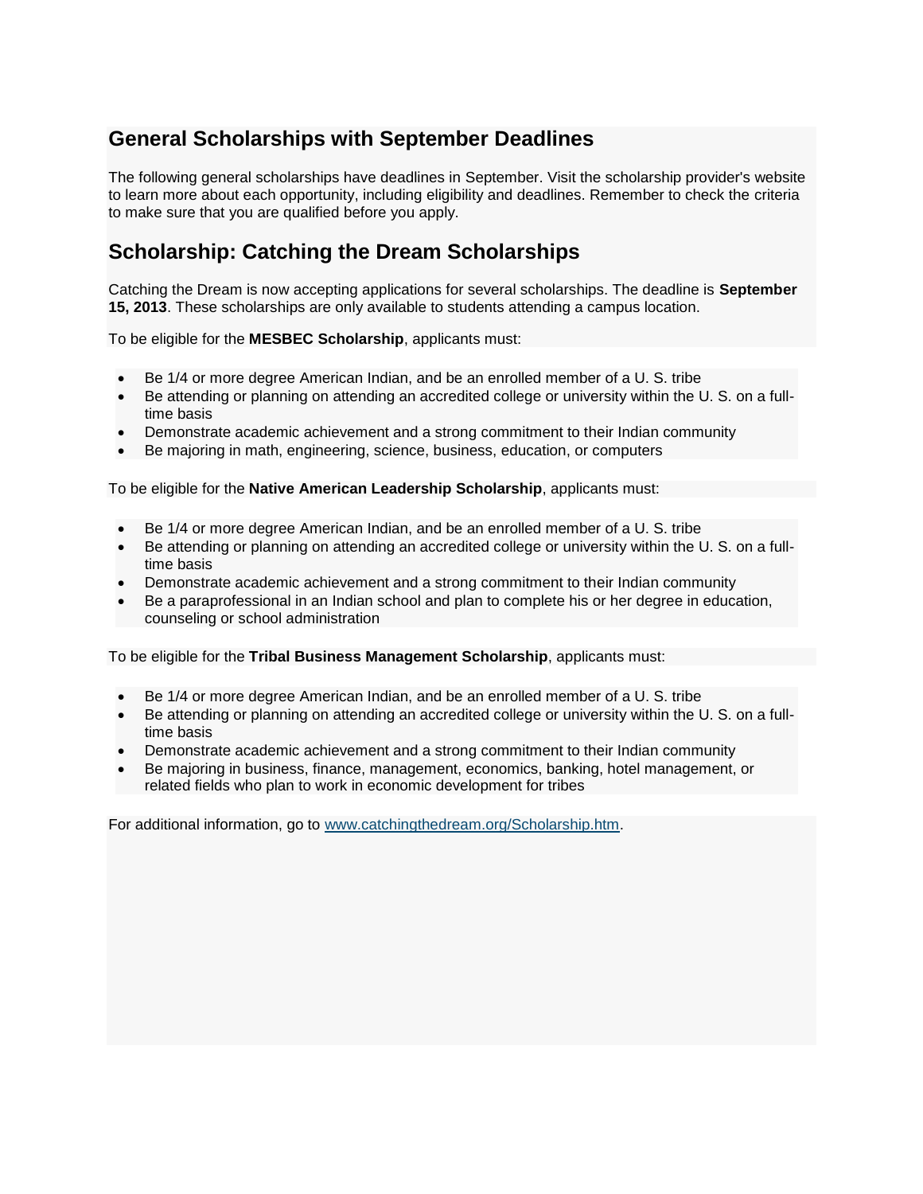## General Scholarships with September Deadlines

The following general scholarships have deadlines in September. Visit the scholarship provider's website to learn more about each opportunity, including eligibility and deadlines. Remember to check the criteria to make sure that you are qualified before you apply.

## Scholarship: Catching the Dream Scholarships

Catching the Dream is now accepting applications for several scholarships. The deadline is **September 15, 2013**. These scholarships are only available to students attending a campus location.

To be eligible for the **MESBEC Scholarship**, applicants must:

- Be 1/4 or more degree American Indian, and be an enrolled member of a U. S. tribe
- Be attending or planning on attending an accredited college or university within the U. S. on a full-time basis
- Demonstrate academic achievement and a strong commitment to their Indian community
- Be majoring in math, engineering, science, business, education, or computers

To be eligible for the **Native American Leadership Scholarship**, applicants must:

- Be 1/4 or more degree American Indian, and be an enrolled member of a U. S. tribe
- Be attending or planning on attending an accredited college or university within the U. S. on a full-time basis
- Demonstrate academic achievement and a strong commitment to their Indian community
- Be a paraprofessional in an Indian school and plan to complete his or her degree in education, counseling or school administration

To be eligible for the **Tribal Business Management Scholarship**, applicants must:

- Be 1/4 or more degree American Indian, and be an enrolled member of a U. S. tribe
- Be attending or planning on attending an accredited college or university within the U. S. on a full-time basis
- Demonstrate academic achievement and a strong commitment to their Indian community
- Be majoring in business, finance, management, economics, banking, hotel management, or related fields who plan to work in economic development for tribes

For additional information, go to [www.catchingthedream.org/Scholarship.htm](http://www.catchingthedream.org/Scholarship.htm).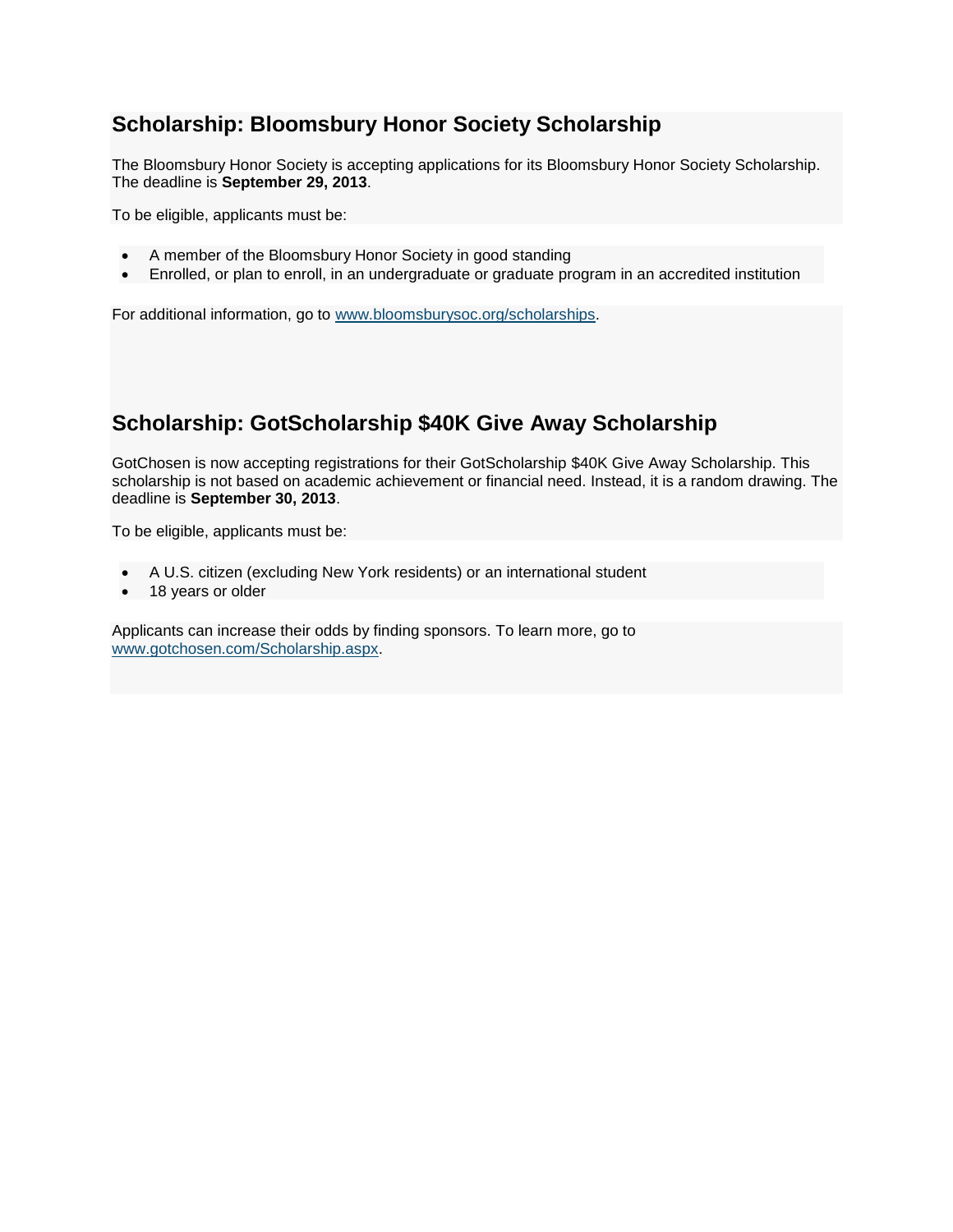## Scholarship: Bloomsbury Honor Society Scholarship

The Bloomsbury Honor Society is accepting applications for its Bloomsbury Honor Society Scholarship. The deadline is **September 29, 2013**.

To be eligible, applicants must be:

- A member of the Bloomsbury Honor Society in good standing
- Enrolled, or plan to enroll, in an undergraduate or graduate program in an accredited institution

For additional information, go to [www.bloomsburysoc.org/scholarships](http://www.bloomsburysoc.org/scholarships).

## Scholarship: GotScholarship $40K Give Away Scholarship

GotChosen is now accepting registrations for their GotScholarship $40K Give Away Scholarship. This scholarship is not based on academic achievement or financial need. Instead, it is a random drawing. The deadline is **September 30, 2013**.

To be eligible, applicants must be:

- A U.S. citizen (excluding New York residents) or an international student
- 18 years or older

Applicants can increase their odds by finding sponsors. To learn more, go to [www.gotchosen.com/Scholarship.aspx](http://www.gotchosen.com/Scholarship.aspx).